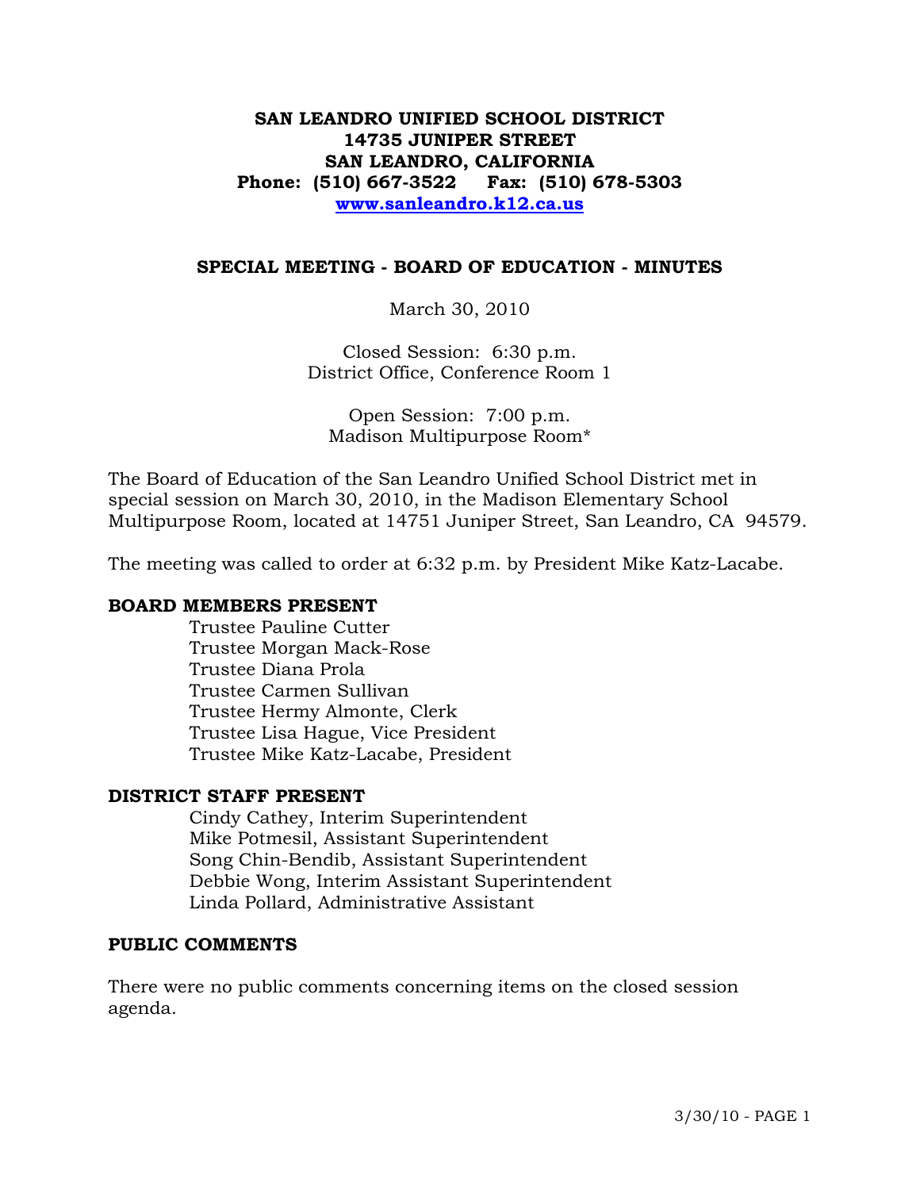# SAN LEANDRO UNIFIED SCHOOL DISTRICT
**14735 JUNIPER STREET**
**SAN LEANDRO, CALIFORNIA**
**Phone: (510) 667-3522 Fax: (510) 678-5303**
**www.sanleandro.k12.ca.us**

## SPECIAL MEETING - BOARD OF EDUCATION - MINUTES

March 30, 2010

Closed Session: 6:30 p.m.
District Office, Conference Room 1

Open Session: 7:00 p.m.
Madison Multipurpose Room*

The Board of Education of the San Leandro Unified School District met in special session on March 30, 2010, in the Madison Elementary School Multipurpose Room, located at 14751 Juniper Street, San Leandro, CA 94579.

The meeting was called to order at 6:32 p.m. by President Mike Katz-Lacabe.

### BOARD MEMBERS PRESENT

Trustee Pauline Cutter
Trustee Morgan Mack-Rose
Trustee Diana Prola
Trustee Carmen Sullivan
Trustee Hermy Almonte, Clerk
Trustee Lisa Hague, Vice President
Trustee Mike Katz-Lacabe, President

### DISTRICT STAFF PRESENT

Cindy Cathey, Interim Superintendent
Mike Potmesil, Assistant Superintendent
Song Chin-Bendib, Assistant Superintendent
Debbie Wong, Interim Assistant Superintendent
Linda Pollard, Administrative Assistant

### PUBLIC COMMENTS

There were no public comments concerning items on the closed session agenda.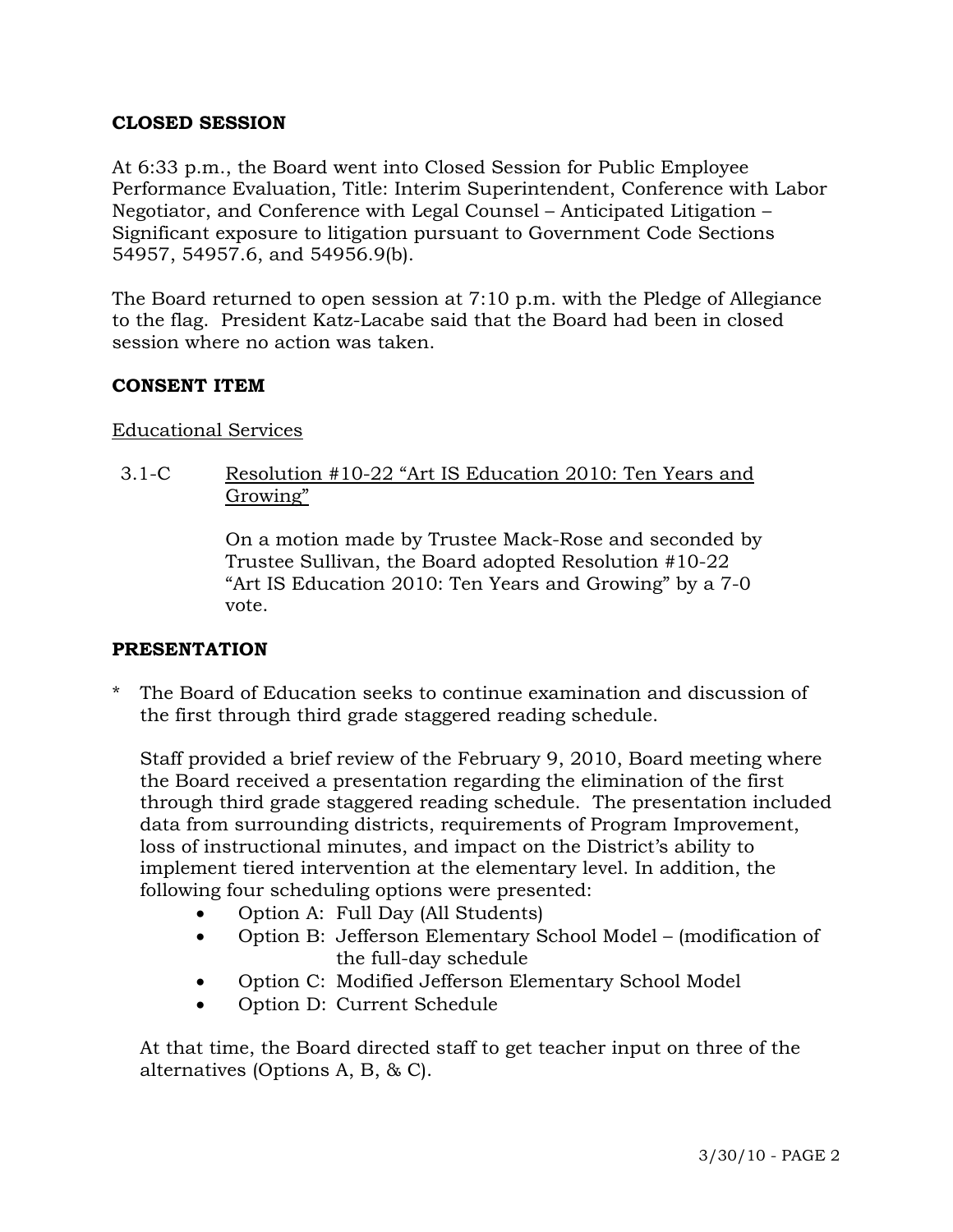## CLOSED SESSION

At 6:33 p.m., the Board went into Closed Session for Public Employee Performance Evaluation, Title: Interim Superintendent, Conference with Labor Negotiator, and Conference with Legal Counsel – Anticipated Litigation – Significant exposure to litigation pursuant to Government Code Sections 54957, 54957.6, and 54956.9(b).

The Board returned to open session at 7:10 p.m. with the Pledge of Allegiance to the flag. President Katz-Lacabe said that the Board had been in closed session where no action was taken.

## CONSENT ITEM

Educational Services

3.1-C Resolution #10-22 "Art IS Education 2010: Ten Years and Growing"

On a motion made by Trustee Mack-Rose and seconded by Trustee Sullivan, the Board adopted Resolution #10-22 "Art IS Education 2010: Ten Years and Growing" by a 7-0 vote.

## PRESENTATION

* The Board of Education seeks to continue examination and discussion of the first through third grade staggered reading schedule.

Staff provided a brief review of the February 9, 2010, Board meeting where the Board received a presentation regarding the elimination of the first through third grade staggered reading schedule. The presentation included data from surrounding districts, requirements of Program Improvement, loss of instructional minutes, and impact on the District's ability to implement tiered intervention at the elementary level. In addition, the following four scheduling options were presented:

- Option A: Full Day (All Students)
- Option B: Jefferson Elementary School Model – (modification of the full-day schedule
- Option C: Modified Jefferson Elementary School Model
- Option D: Current Schedule

At that time, the Board directed staff to get teacher input on three of the alternatives (Options A, B, & C).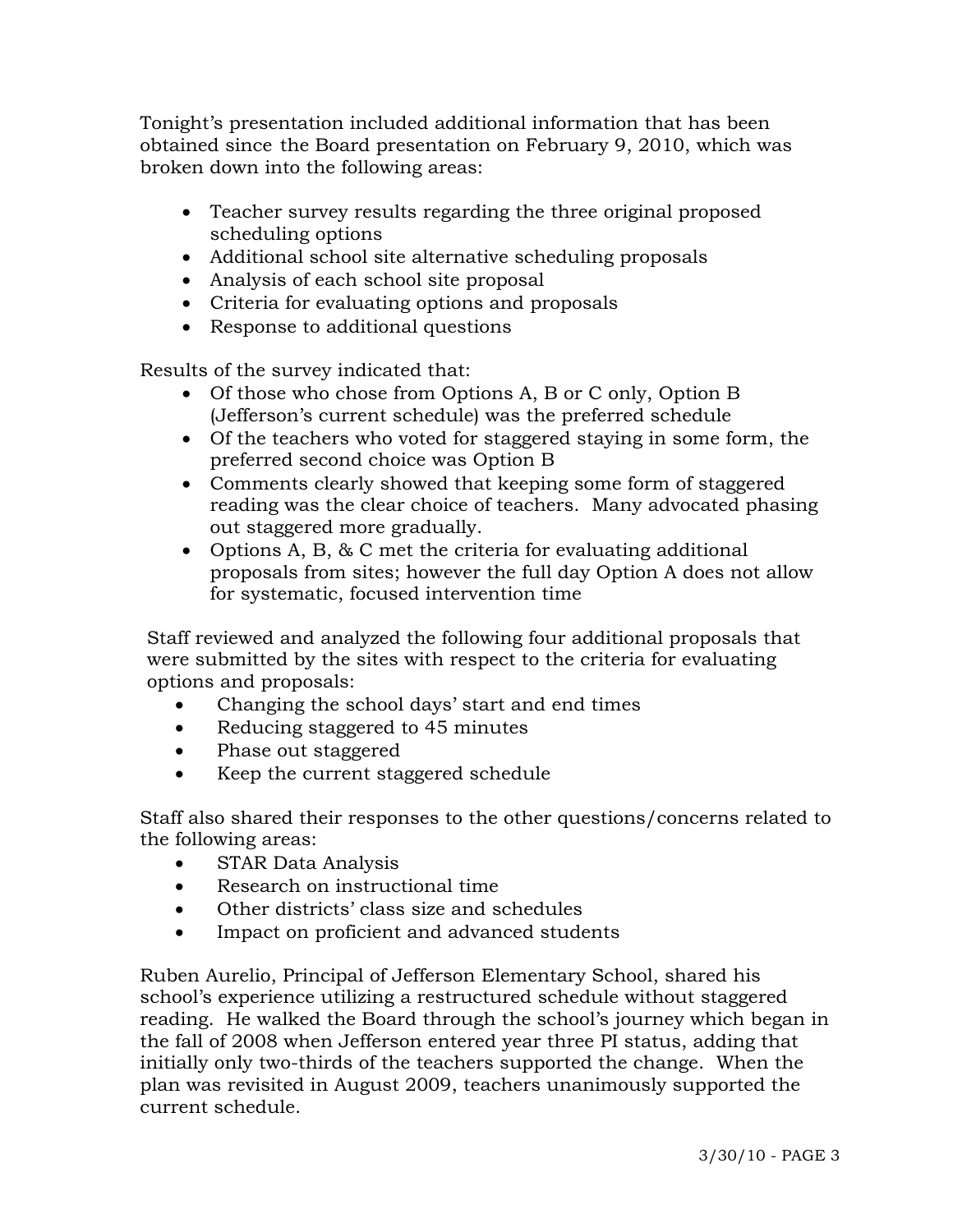Tonight's presentation included additional information that has been obtained since the Board presentation on February 9, 2010, which was broken down into the following areas:

- Teacher survey results regarding the three original proposed scheduling options
- Additional school site alternative scheduling proposals
- Analysis of each school site proposal
- Criteria for evaluating options and proposals
- Response to additional questions

Results of the survey indicated that:

- Of those who chose from Options A, B or C only, Option B (Jefferson's current schedule) was the preferred schedule
- Of the teachers who voted for staggered staying in some form, the preferred second choice was Option B
- Comments clearly showed that keeping some form of staggered reading was the clear choice of teachers. Many advocated phasing out staggered more gradually.
- Options A, B, & C met the criteria for evaluating additional proposals from sites; however the full day Option A does not allow for systematic, focused intervention time

Staff reviewed and analyzed the following four additional proposals that were submitted by the sites with respect to the criteria for evaluating options and proposals:

- Changing the school days' start and end times
- Reducing staggered to 45 minutes
- Phase out staggered
- Keep the current staggered schedule

Staff also shared their responses to the other questions/concerns related to the following areas:

- STAR Data Analysis
- Research on instructional time
- Other districts' class size and schedules
- Impact on proficient and advanced students

Ruben Aurelio, Principal of Jefferson Elementary School, shared his school's experience utilizing a restructured schedule without staggered reading. He walked the Board through the school's journey which began in the fall of 2008 when Jefferson entered year three PI status, adding that initially only two-thirds of the teachers supported the change. When the plan was revisited in August 2009, teachers unanimously supported the current schedule.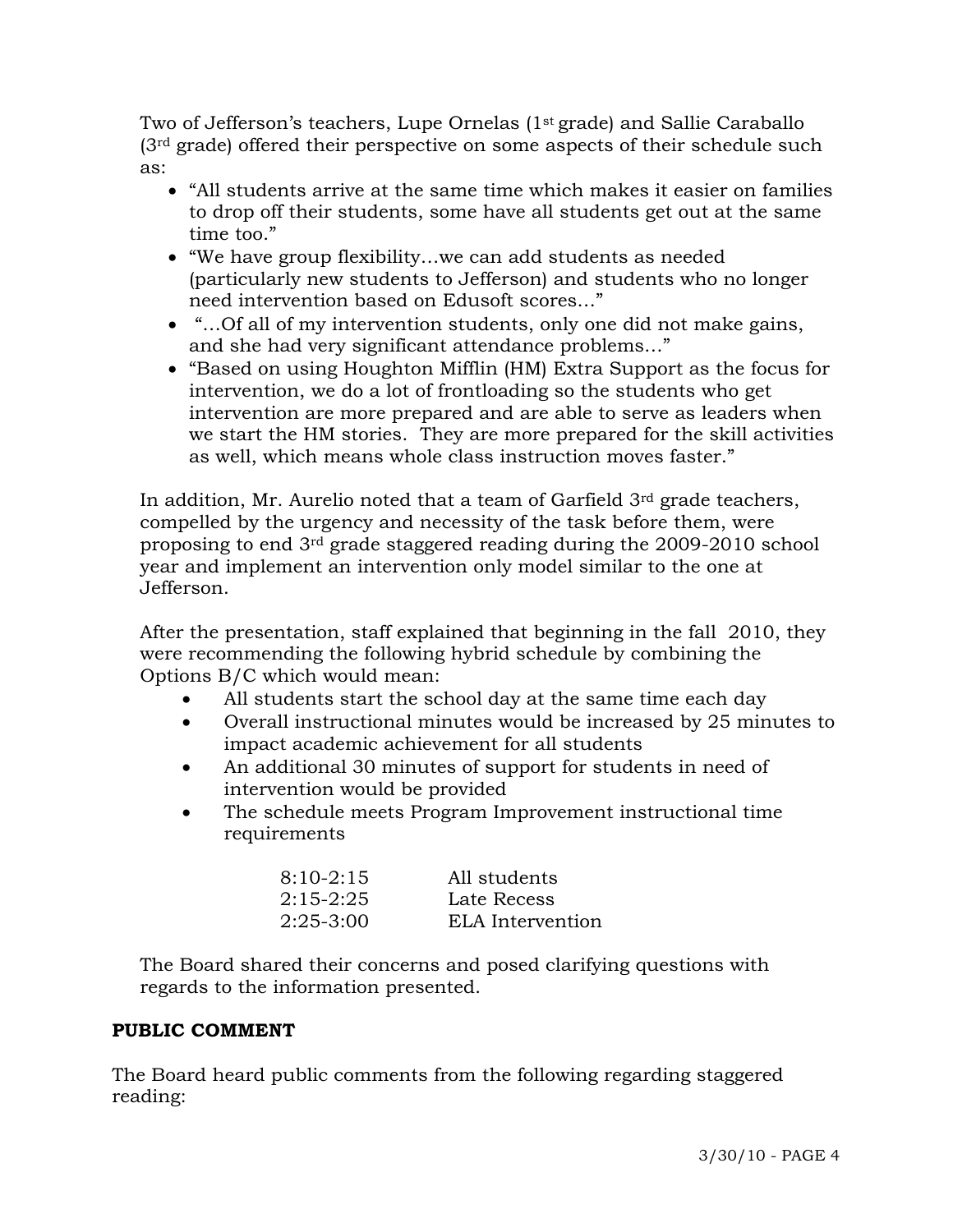Two of Jefferson's teachers, Lupe Ornelas (1st grade) and Sallie Caraballo (3rd grade) offered their perspective on some aspects of their schedule such as:

- "All students arrive at the same time which makes it easier on families to drop off their students, some have all students get out at the same time too."
- "We have group flexibility…we can add students as needed (particularly new students to Jefferson) and students who no longer need intervention based on Edusoft scores…"
- "…Of all of my intervention students, only one did not make gains, and she had very significant attendance problems…"
- "Based on using Houghton Mifflin (HM) Extra Support as the focus for intervention, we do a lot of frontloading so the students who get intervention are more prepared and are able to serve as leaders when we start the HM stories. They are more prepared for the skill activities as well, which means whole class instruction moves faster."

In addition, Mr. Aurelio noted that a team of Garfield 3rd grade teachers, compelled by the urgency and necessity of the task before them, were proposing to end 3rd grade staggered reading during the 2009-2010 school year and implement an intervention only model similar to the one at Jefferson.

After the presentation, staff explained that beginning in the fall 2010, they were recommending the following hybrid schedule by combining the Options B/C which would mean:

- All students start the school day at the same time each day
- Overall instructional minutes would be increased by 25 minutes to impact academic achievement for all students
- An additional 30 minutes of support for students in need of intervention would be provided
- The schedule meets Program Improvement instructional time requirements

| | |
|---|---|
| 8:10-2:15 | All students |
| 2:15-2:25 | Late Recess |
| 2:25-3:00 | ELA Intervention |

The Board shared their concerns and posed clarifying questions with regards to the information presented.

**PUBLIC COMMENT**

The Board heard public comments from the following regarding staggered reading: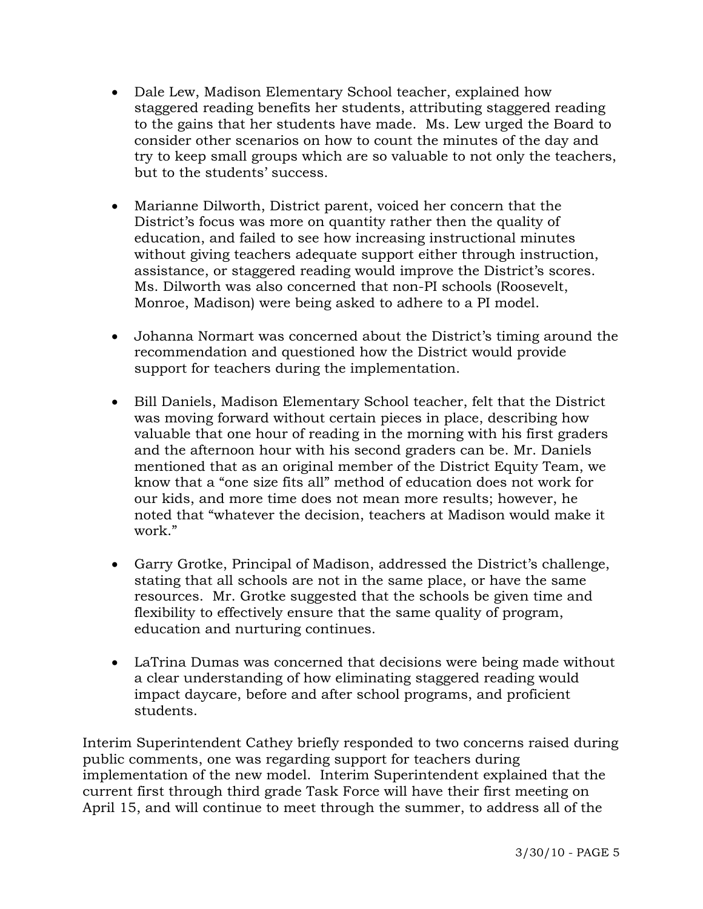- Dale Lew, Madison Elementary School teacher, explained how staggered reading benefits her students, attributing staggered reading to the gains that her students have made. Ms. Lew urged the Board to consider other scenarios on how to count the minutes of the day and try to keep small groups which are so valuable to not only the teachers, but to the students' success.

- Marianne Dilworth, District parent, voiced her concern that the District's focus was more on quantity rather then the quality of education, and failed to see how increasing instructional minutes without giving teachers adequate support either through instruction, assistance, or staggered reading would improve the District's scores. Ms. Dilworth was also concerned that non-PI schools (Roosevelt, Monroe, Madison) were being asked to adhere to a PI model.

- Johanna Normart was concerned about the District's timing around the recommendation and questioned how the District would provide support for teachers during the implementation.

- Bill Daniels, Madison Elementary School teacher, felt that the District was moving forward without certain pieces in place, describing how valuable that one hour of reading in the morning with his first graders and the afternoon hour with his second graders can be. Mr. Daniels mentioned that as an original member of the District Equity Team, we know that a "one size fits all" method of education does not work for our kids, and more time does not mean more results; however, he noted that "whatever the decision, teachers at Madison would make it work."

- Garry Grotke, Principal of Madison, addressed the District's challenge, stating that all schools are not in the same place, or have the same resources. Mr. Grotke suggested that the schools be given time and flexibility to effectively ensure that the same quality of program, education and nurturing continues.

- LaTrina Dumas was concerned that decisions were being made without a clear understanding of how eliminating staggered reading would impact daycare, before and after school programs, and proficient students.

Interim Superintendent Cathey briefly responded to two concerns raised during public comments, one was regarding support for teachers during implementation of the new model. Interim Superintendent explained that the current first through third grade Task Force will have their first meeting on April 15, and will continue to meet through the summer, to address all of the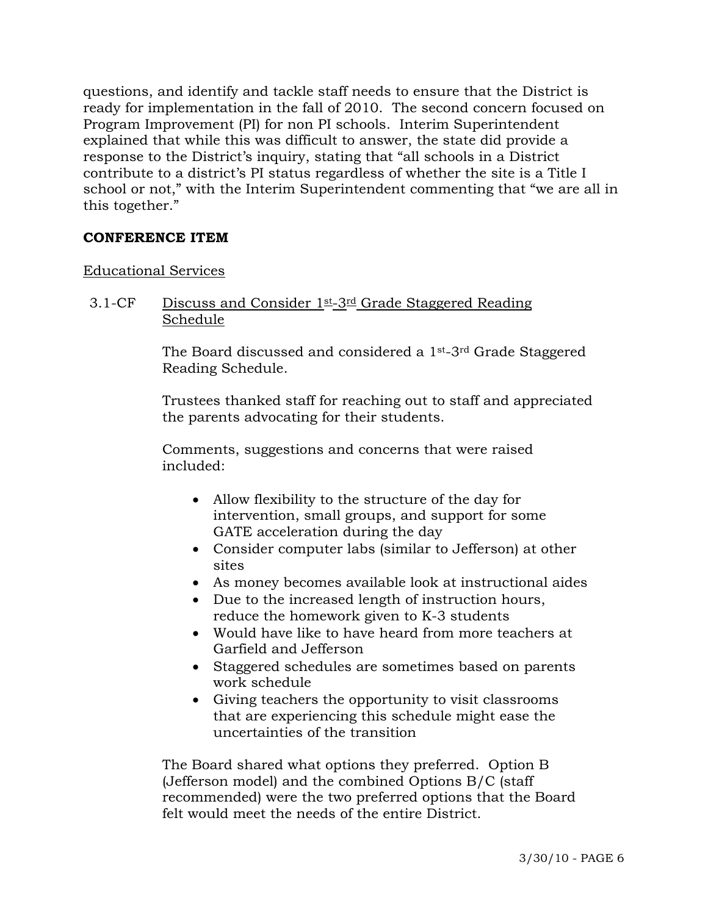questions, and identify and tackle staff needs to ensure that the District is ready for implementation in the fall of 2010. The second concern focused on Program Improvement (PI) for non PI schools. Interim Superintendent explained that while this was difficult to answer, the state did provide a response to the District's inquiry, stating that "all schools in a District contribute to a district's PI status regardless of whether the site is a Title I school or not," with the Interim Superintendent commenting that "we are all in this together."

**CONFERENCE ITEM**

Educational Services

3.1-CF Discuss and Consider 1st-3rd Grade Staggered Reading Schedule

The Board discussed and considered a 1st-3rd Grade Staggered Reading Schedule.

Trustees thanked staff for reaching out to staff and appreciated the parents advocating for their students.

Comments, suggestions and concerns that were raised included:

- Allow flexibility to the structure of the day for intervention, small groups, and support for some GATE acceleration during the day
- Consider computer labs (similar to Jefferson) at other sites
- As money becomes available look at instructional aides
- Due to the increased length of instruction hours, reduce the homework given to K-3 students
- Would have like to have heard from more teachers at Garfield and Jefferson
- Staggered schedules are sometimes based on parents work schedule
- Giving teachers the opportunity to visit classrooms that are experiencing this schedule might ease the uncertainties of the transition

The Board shared what options they preferred. Option B (Jefferson model) and the combined Options B/C (staff recommended) were the two preferred options that the Board felt would meet the needs of the entire District.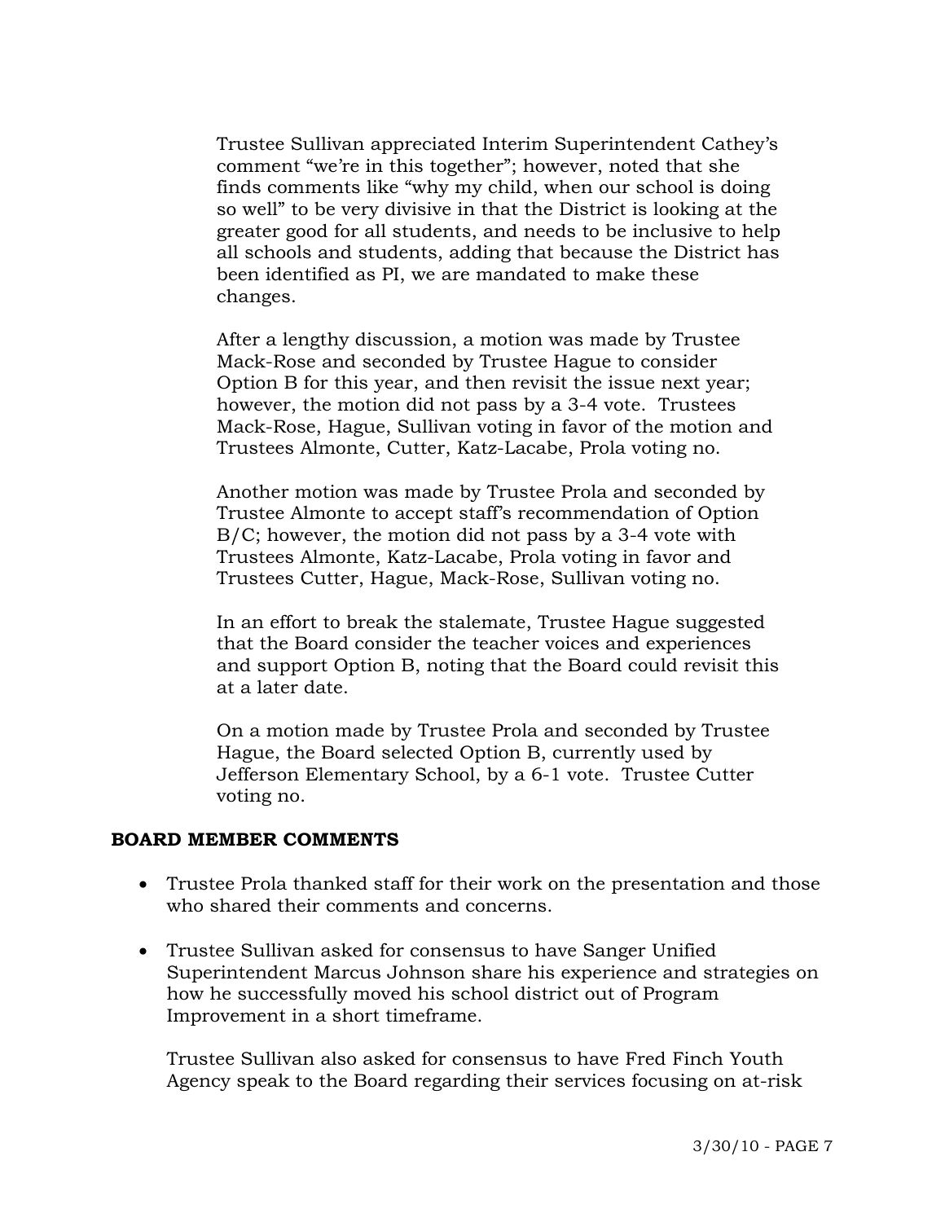Trustee Sullivan appreciated Interim Superintendent Cathey's comment "we're in this together"; however, noted that she finds comments like "why my child, when our school is doing so well" to be very divisive in that the District is looking at the greater good for all students, and needs to be inclusive to help all schools and students, adding that because the District has been identified as PI, we are mandated to make these changes.

After a lengthy discussion, a motion was made by Trustee Mack-Rose and seconded by Trustee Hague to consider Option B for this year, and then revisit the issue next year; however, the motion did not pass by a 3-4 vote. Trustees Mack-Rose, Hague, Sullivan voting in favor of the motion and Trustees Almonte, Cutter, Katz-Lacabe, Prola voting no.

Another motion was made by Trustee Prola and seconded by Trustee Almonte to accept staff's recommendation of Option B/C; however, the motion did not pass by a 3-4 vote with Trustees Almonte, Katz-Lacabe, Prola voting in favor and Trustees Cutter, Hague, Mack-Rose, Sullivan voting no.

In an effort to break the stalemate, Trustee Hague suggested that the Board consider the teacher voices and experiences and support Option B, noting that the Board could revisit this at a later date.

On a motion made by Trustee Prola and seconded by Trustee Hague, the Board selected Option B, currently used by Jefferson Elementary School, by a 6-1 vote. Trustee Cutter voting no.

**BOARD MEMBER COMMENTS**

- Trustee Prola thanked staff for their work on the presentation and those who shared their comments and concerns.

- Trustee Sullivan asked for consensus to have Sanger Unified Superintendent Marcus Johnson share his experience and strategies on how he successfully moved his school district out of Program Improvement in a short timeframe.

  Trustee Sullivan also asked for consensus to have Fred Finch Youth Agency speak to the Board regarding their services focusing on at-risk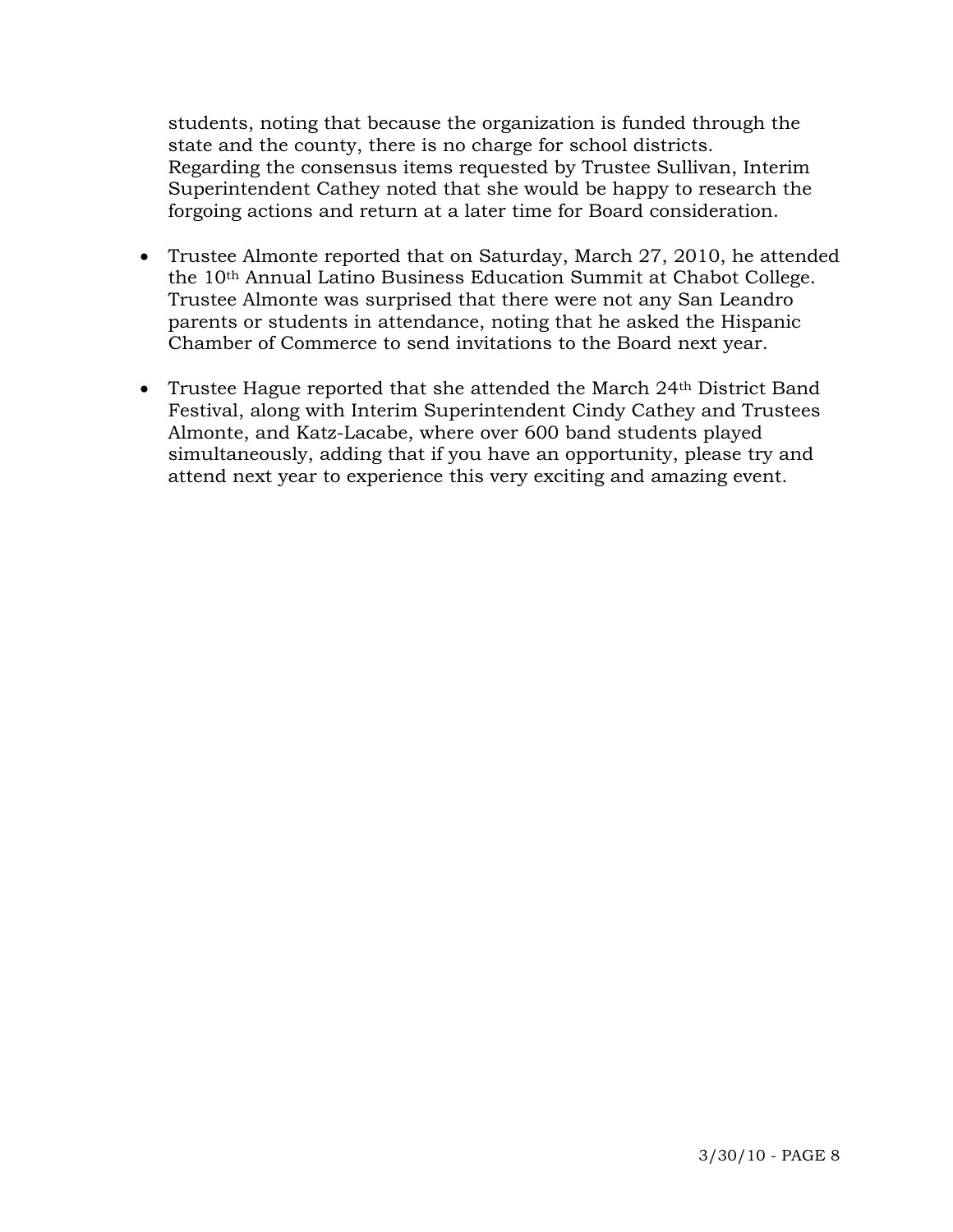students, noting that because the organization is funded through the state and the county, there is no charge for school districts. Regarding the consensus items requested by Trustee Sullivan, Interim Superintendent Cathey noted that she would be happy to research the forgoing actions and return at a later time for Board consideration.

- Trustee Almonte reported that on Saturday, March 27, 2010, he attended the 10th Annual Latino Business Education Summit at Chabot College. Trustee Almonte was surprised that there were not any San Leandro parents or students in attendance, noting that he asked the Hispanic Chamber of Commerce to send invitations to the Board next year.

- Trustee Hague reported that she attended the March 24th District Band Festival, along with Interim Superintendent Cindy Cathey and Trustees Almonte, and Katz-Lacabe, where over 600 band students played simultaneously, adding that if you have an opportunity, please try and attend next year to experience this very exciting and amazing event.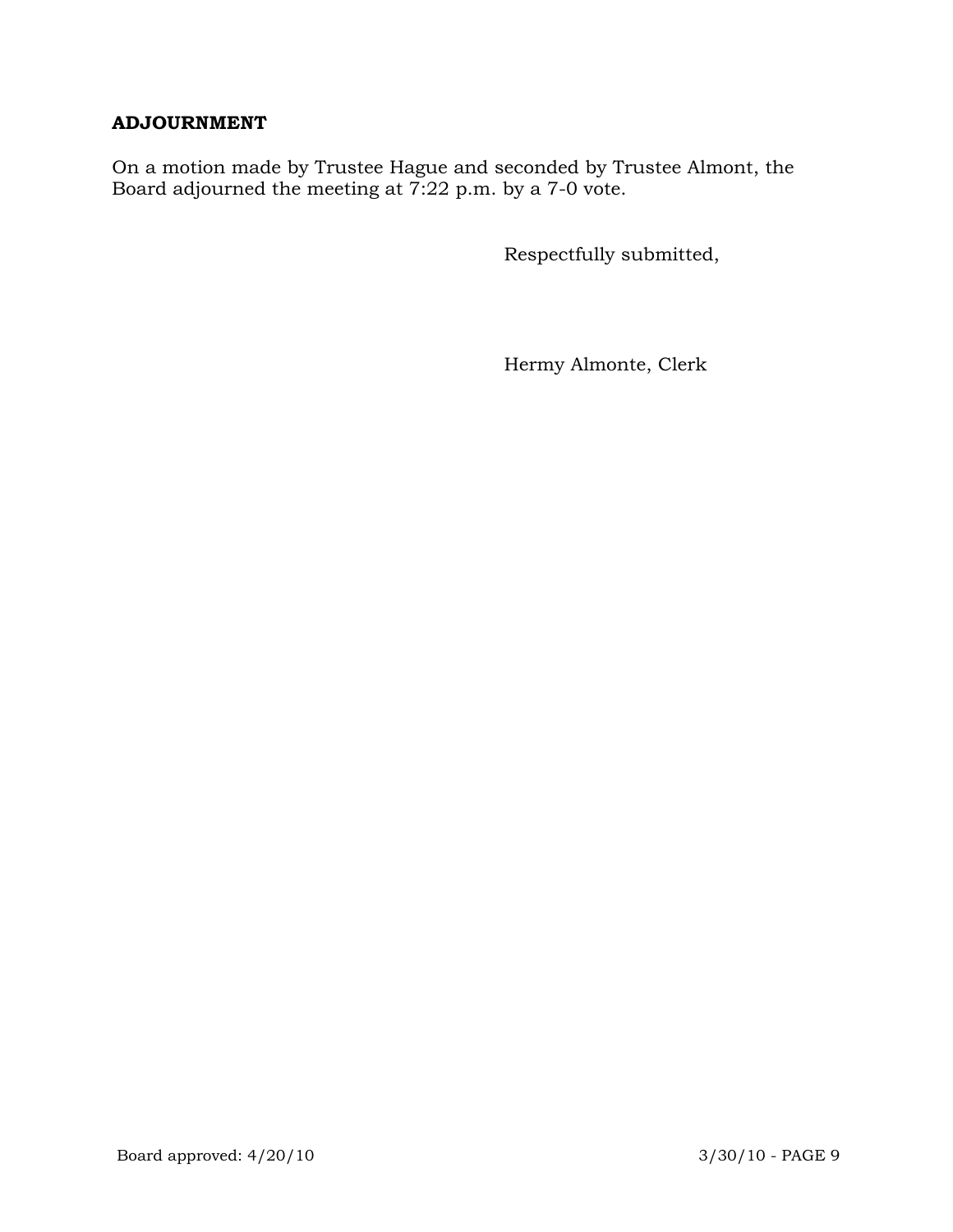## ADJOURNMENT

On a motion made by Trustee Hague and seconded by Trustee Almont, the Board adjourned the meeting at 7:22 p.m. by a 7-0 vote.

Respectfully submitted,

Hermy Almonte, Clerk

Board approved: 4/20/10